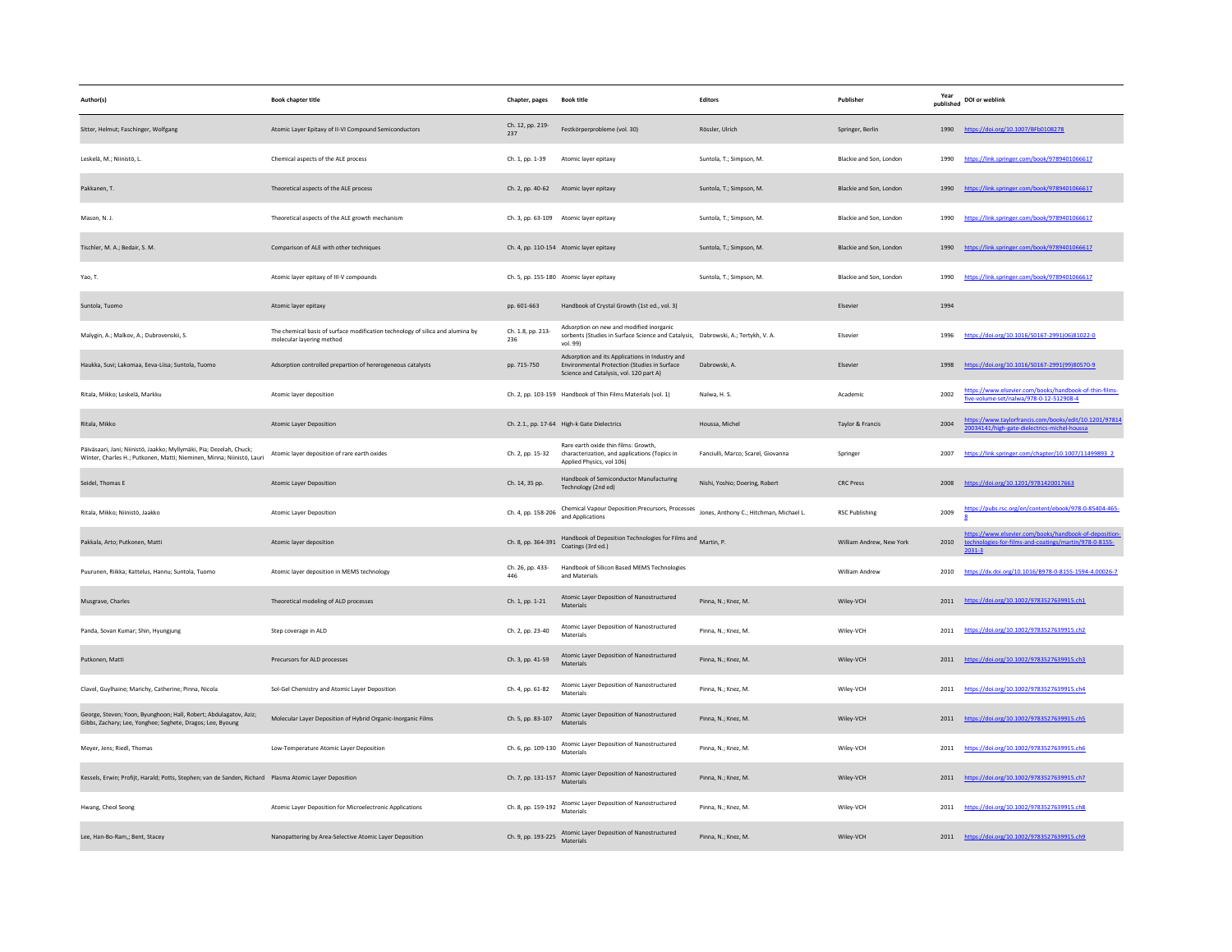| Author(s) | Book chapter title | Chapter, pages | Book title | Editors | Publisher | Year published | DOI or weblink |
| --- | --- | --- | --- | --- | --- | --- | --- |
| Sitter, Helmut; Faschinger, Wolfgang | Atomic Layer Epitaxy of II-VI Compound Semiconductors | Ch. 12, pp. 219-237 | Festkörperprobleme (vol. 30) | Rössler, Ulrich | Springer, Berlin | 1990 | https://doi.org/10.1007/BFb0108278 |
| Leskelä, M.; Niinistö, L. | Chemical aspects of the ALE process | Ch. 1, pp. 1-39 | Atomic layer epitaxy | Suntola, T.; Simpson, M. | Blackie and Son, London | 1990 | https://link.springer.com/book/9789401066617 |
| Pakkanen, T. | Theoretical aspects of the ALE process | Ch. 2, pp. 40-62 | Atomic layer epitaxy | Suntola, T.; Simpson, M. | Blackie and Son, London | 1990 | https://link.springer.com/book/9789401066617 |
| Mason, N. J. | Theoretical aspects of the ALE growth mechanism | Ch. 3, pp. 63-109 | Atomic layer epitaxy | Suntola, T.; Simpson, M. | Blackie and Son, London | 1990 | https://link.springer.com/book/9789401066617 |
| Tischler, M. A.; Bedair, S. M. | Comparison of ALE with other techniques | Ch. 4, pp. 110-154 | Atomic layer epitaxy | Suntola, T.; Simpson, M. | Blackie and Son, London | 1990 | https://link.springer.com/book/9789401066617 |
| Yao, T. | Atomic layer epitaxy of III-V compounds | Ch. 5, pp. 155-180 | Atomic layer epitaxy | Suntola, T.; Simpson, M. | Blackie and Son, London | 1990 | https://link.springer.com/book/9789401066617 |
| Suntola, Tuomo | Atomic layer epitaxy | pp. 601-663 | Handbook of Crystal Growth (1st ed., vol. 3) | | Elsevier | 1994 | |
| Malygin, A.; Malkov, A.; Dubrovenskii, S. | The chemical basis of surface modification technology of silica and alumina by molecular layering method | Ch. 1.8, pp. 213-236 | Adsorption on new and modified inorganic sorbents (Studies in Surface Science and Catalysis, vol. 99) | Dabrowski, A.; Tertykh, V. A. | Elsevier | 1996 | https://doi.org/10.1016/S0167-2991(06)81022-0 |
| Haukka, Suvi; Lakomaa, Eeva-Liisa; Suntola, Tuomo | Adsorption controlled prepartion of hererogeneous catalysts | pp. 715-750 | Adsorption and its Applications in Industry and Environmental Protection (Studies in Surface Science and Catalysis, vol. 120 part A) | Dabrowski, A. | Elsevier | 1998 | https://doi.org/10.1016/S0167-2991(99)80570-9 |
| Ritala, Mikko; Leskelä, Markku | Atomic layer deposition | Ch. 2, pp. 103-159 | Handbook of Thin Films Materials (vol. 1) | Nalwa, H. S. | Academic | 2002 | https://www.elsevier.com/books/handbook-of-thin-films-five-volume-set/nalwa/978-0-12-512908-4 |
| Ritala, Mikko | Atomic Layer Deposition | Ch. 2.1., pp. 17-64 | High-k Gate Dielectrics | Houssa, Michel | Taylor & Francis | 2004 | https://www.taylorfrancis.com/books/edit/10.1201/9781420034141/high-gate-dielectrics-michel-houssa |
| Päiväsaari, Jani; Niinistö, Jaakko; Myllymäki, Pia; Dezelah, Chuck; Winter, Charles H.; Putkonen, Matti; Nieminen, Minna; Niinistö, Lauri | Atomic layer deposition of rare earth oxides | Ch. 2, pp. 15-32 | Rare earth oxide thin films: Growth, characterization, and applications (Topics in Applied Physics, vol 106) | Fanciulli, Marco; Scarel, Giovanna | Springer | 2007 | https://link.springer.com/chapter/10.1007/11499893_2 |
| Seidel, Thomas E | Atomic Layer Deposition | Ch. 14, 35 pp. | Handbook of Semiconductor Manufacturing Technology (2nd ed) | Nishi, Yoshio; Doering, Robert | CRC Press | 2008 | https://doi.org/10.1201/9781420017663 |
| Ritala, Mikko; Niinistö, Jaakko | Atomic Layer Deposition | Ch. 4, pp. 158-206 | Chemical Vapour Deposition:Precursors, Processes and Applications | Jones, Anthony C.; Hitchman, Michael L. | RSC Publishing | 2009 | https://pubs.rsc.org/en/content/ebook/978-0-85404-465-8 |
| Pakkala, Arto; Putkonen, Matti | Atomic layer deposition | Ch. 8, pp. 364-391 | Handbook of Deposition Technologies for Films and Coatings (3rd ed.) | Martin, P. | William Andrew, New York | 2010 | https://www.elsevier.com/books/handbook-of-deposition-technologies-for-films-and-coatings/martin/978-0-8155-2031-3 |
| Puurunen, Riikka; Kattelus, Hannu; Suntola, Tuomo | Atomic layer deposition in MEMS technology | Ch. 26, pp. 433-446 | Handbook of Silicon Based MEMS Technologies and Materials | | William Andrew | 2010 | https://dx.doi.org/10.1016/B978-0-8155-1594-4.00026-7 |
| Musgrave, Charles | Theoretical modeling of ALD processes | Ch. 1, pp. 1-21 | Atomic Layer Deposition of Nanostructured Materials | Pinna, N.; Knez, M. | Wiley-VCH | 2011 | https://doi.org/10.1002/9783527639915.ch1 |
| Panda, Sovan Kumar; Shin, Hyungjung | Step coverage in ALD | Ch. 2, pp. 23-40 | Atomic Layer Deposition of Nanostructured Materials | Pinna, N.; Knez, M. | Wiley-VCH | 2011 | https://doi.org/10.1002/9783527639915.ch2 |
| Putkonen, Matti | Precursors for ALD processes | Ch. 3, pp. 41-59 | Atomic Layer Deposition of Nanostructured Materials | Pinna, N.; Knez, M. | Wiley-VCH | 2011 | https://doi.org/10.1002/9783527639915.ch3 |
| Clavel, Guylhaine; Marichy, Catherine; Pinna, Nicola | Sol-Gel Chemistry and Atomic Layer Deposition | Ch. 4, pp. 61-82 | Atomic Layer Deposition of Nanostructured Materials | Pinna, N.; Knez, M. | Wiley-VCH | 2011 | https://doi.org/10.1002/9783527639915.ch4 |
| George, Steven; Yoon, Byunghoon; Hall, Robert; Abdulagatov, Aziz; Gibbs, Zachary; Lee, Yonghee; Seghete, Dragos; Lee, Byoung | Molecular Layer Deposition of Hybrid Organic-Inorganic Films | Ch. 5, pp. 83-107 | Atomic Layer Deposition of Nanostructured Materials | Pinna, N.; Knez, M. | Wiley-VCH | 2011 | https://doi.org/10.1002/9783527639915.ch5 |
| Meyer, Jens; Riedl, Thomas | Low-Temperature Atomic Layer Deposition | Ch. 6, pp. 109-130 | Atomic Layer Deposition of Nanostructured Materials | Pinna, N.; Knez, M. | Wiley-VCH | 2011 | https://doi.org/10.1002/9783527639915.ch6 |
| Kessels, Erwin; Profijt, Harald; Potts, Stephen; van de Sanden, Richard | Plasma Atomic Layer Deposition | Ch. 7, pp. 131-157 | Atomic Layer Deposition of Nanostructured Materials | Pinna, N.; Knez, M. | Wiley-VCH | 2011 | https://doi.org/10.1002/9783527639915.ch7 |
| Hwang, Cheol Seong | Atomic Layer Deposition for Microelectronic Applications | Ch. 8, pp. 159-192 | Atomic Layer Deposition of Nanostructured Materials | Pinna, N.; Knez, M. | Wiley-VCH | 2011 | https://doi.org/10.1002/9783527639915.ch8 |
| Lee, Han-Bo-Ram,; Bent, Stacey | Nanopattering by Area-Selective Atomic Layer Deposition | Ch. 9, pp. 193-225 | Atomic Layer Deposition of Nanostructured Materials | Pinna, N.; Knez, M. | Wiley-VCH | 2011 | https://doi.org/10.1002/9783527639915.ch9 |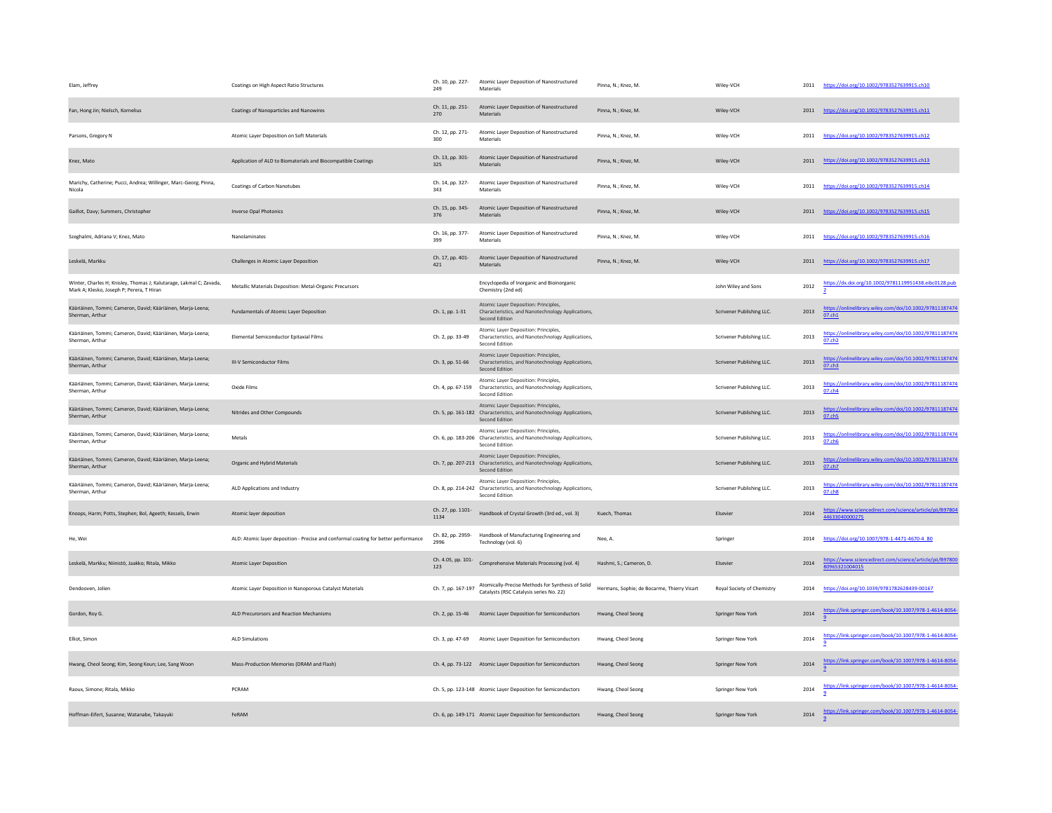| | | | | | | | |
|---|---|---|---|---|---|---|---|
| Elam, Jeffrey | Coatings on High Aspect Ratio Structures | Ch. 10, pp. 227-249 | Atomic Layer Deposition of Nanostructured Materials | Pinna, N.; Knez, M. | Wiley-VCH | 2011 | https://doi.org/10.1002/9783527639915.ch10 |
| Fan, Hong Jin; Nielsch, Kornelius | Coatings of Nanoparticles and Nanowires | Ch. 11, pp. 251-270 | Atomic Layer Deposition of Nanostructured Materials | Pinna, N.; Knez, M. | Wiley-VCH | 2011 | https://doi.org/10.1002/9783527639915.ch11 |
| Parsons, Gregory N | Atomic Layer Deposition on Soft Materials | Ch. 12, pp. 271-300 | Atomic Layer Deposition of Nanostructured Materials | Pinna, N.; Knez, M. | Wiley-VCH | 2011 | https://doi.org/10.1002/9783527639915.ch12 |
| Knez, Mato | Application of ALD to Biomaterials and Biocompatible Coatings | Ch. 13, pp. 301-325 | Atomic Layer Deposition of Nanostructured Materials | Pinna, N.; Knez, M. | Wiley-VCH | 2011 | https://doi.org/10.1002/9783527639915.ch13 |
| Marichy, Catherine; Pucci, Andrea; Willinger, Marc-Georg; Pinna, Nicola | Coatings of Carbon Nanotubes | Ch. 14, pp. 327-343 | Atomic Layer Deposition of Nanostructured Materials | Pinna, N.; Knez, M. | Wiley-VCH | 2011 | https://doi.org/10.1002/9783527639915.ch14 |
| Gaillot, Davy; Summers, Christopher | Inverse Opal Photonics | Ch. 15, pp. 345-376 | Atomic Layer Deposition of Nanostructured Materials | Pinna, N.; Knez, M. | Wiley-VCH | 2011 | https://doi.org/10.1002/9783527639915.ch15 |
| Szeghalmi, Adriana V; Knez, Mato | Nanolaminates | Ch. 16, pp. 377-399 | Atomic Layer Deposition of Nanostructured Materials | Pinna, N.; Knez, M. | Wiley-VCH | 2011 | https://doi.org/10.1002/9783527639915.ch16 |
| Leskelä, Markku | Challenges in Atomic Layer Deposition | Ch. 17, pp. 401-421 | Atomic Layer Deposition of Nanostructured Materials | Pinna, N.; Knez, M. | Wiley-VCH | 2011 | https://doi.org/10.1002/9783527639915.ch17 |
| Winter, Charles H; Knisley, Thomas J; Kalutarage, Lakmal C; Zavada, Mark A; Klesko, Joseph P; Perera, T Hiran | Metallic Materials Deposition: Metal-Organic Precursors | | Encyclopedia of Inorganic and Bioinorganic Chemistry (2nd ed) | | John Wiley and Sons | 2012 | https://dx.doi.org/10.1002/9781119951438.eibc0128.pub2 |
| Kääriäinen, Tommi; Cameron, David; Kääriäinen, Marja-Leena; Sherman, Arthur | Fundamentals of Atomic Layer Deposition | Ch. 1, pp. 1-31 | Atomic Layer Deposition: Principles, Characteristics, and Nanotechnology Applications, Second Edition | | Scrivener Publishing LLC. | 2013 | https://onlinelibrary.wiley.com/doi/10.1002/9781118747407.ch1 |
| Kääriäinen, Tommi; Cameron, David; Kääriäinen, Marja-Leena; Sherman, Arthur | Elemental Semiconductor Epitaxial Films | Ch. 2, pp. 33-49 | Atomic Layer Deposition: Principles, Characteristics, and Nanotechnology Applications, Second Edition | | Scrivener Publishing LLC. | 2013 | https://onlinelibrary.wiley.com/doi/10.1002/9781118747407.ch2 |
| Kääriäinen, Tommi; Cameron, David; Kääriäinen, Marja-Leena; Sherman, Arthur | III-V Semiconductor Films | Ch. 3, pp. 51-66 | Atomic Layer Deposition: Principles, Characteristics, and Nanotechnology Applications, Second Edition | | Scrivener Publishing LLC. | 2013 | https://onlinelibrary.wiley.com/doi/10.1002/9781118747407.ch3 |
| Kääriäinen, Tommi; Cameron, David; Kääriäinen, Marja-Leena; Sherman, Arthur | Oxide Films | Ch. 4, pp. 67-159 | Atomic Layer Deposition: Principles, Characteristics, and Nanotechnology Applications, Second Edition | | Scrivener Publishing LLC. | 2013 | https://onlinelibrary.wiley.com/doi/10.1002/9781118747407.ch4 |
| Kääriäinen, Tommi; Cameron, David; Kääriäinen, Marja-Leena; Sherman, Arthur | Nitrides and Other Compounds | Ch. 5, pp. 161-182 | Atomic Layer Deposition: Principles, Characteristics, and Nanotechnology Applications, Second Edition | | Scrivener Publishing LLC. | 2013 | https://onlinelibrary.wiley.com/doi/10.1002/9781118747407.ch5 |
| Kääriäinen, Tommi; Cameron, David; Kääriäinen, Marja-Leena; Sherman, Arthur | Metals | Ch. 6, pp. 183-206 | Atomic Layer Deposition: Principles, Characteristics, and Nanotechnology Applications, Second Edition | | Scrivener Publishing LLC. | 2013 | https://onlinelibrary.wiley.com/doi/10.1002/9781118747407.ch6 |
| Kääriäinen, Tommi; Cameron, David; Kääriäinen, Marja-Leena; Sherman, Arthur | Organic and Hybrid Materials | Ch. 7, pp. 207-213 | Atomic Layer Deposition: Principles, Characteristics, and Nanotechnology Applications, Second Edition | | Scrivener Publishing LLC. | 2013 | https://onlinelibrary.wiley.com/doi/10.1002/9781118747407.ch7 |
| Kääriäinen, Tommi; Cameron, David; Kääriäinen, Marja-Leena; Sherman, Arthur | ALD Applications and Industry | Ch. 8, pp. 214-242 | Atomic Layer Deposition: Principles, Characteristics, and Nanotechnology Applications, Second Edition | | Scrivener Publishing LLC. | 2013 | https://onlinelibrary.wiley.com/doi/10.1002/9781118747407.ch8 |
| Knoops, Harm; Potts, Stephen; Bol, Ageeth; Kessels, Erwin | Atomic layer deposition | Ch. 27, pp. 1101-1134 | Handbook of Crystal Growth (3rd ed., vol. 3) | Kuech, Thomas | Elsevier | 2014 | https://www.sciencedirect.com/science/article/pii/B9780444633040000275 |
| He, Wei | ALD: Atomic layer deposition - Precise and conformal coating for better performance | Ch. 82, pp. 2959-2996 | Handbook of Manufacturing Engineering and Technology (vol. 6) | Nee, A. | Springer | 2014 | https://doi.org/10.1007/978-1-4471-4670-4_80 |
| Leskelä, Markku; Niinistö, Jaakko; Ritala, Mikko | Atomic Layer Deposition | Ch. 4.05, pp. 101-123 | Comprehensive Materials Processing (vol. 4) | Hashmi, S.; Cameron, D. | Elsevier | 2014 | https://www.sciencedirect.com/science/article/pii/B9780080965321004015 |
| Dendooven, Jolien | Atomic Layer Deposition in Nanoporous Catalyst Materials | Ch. 7, pp. 167-197 | Atomically-Precise Methods for Synthesis of Solid Catalysts (RSC Catalysis series No. 22) | Hermans, Sophie; de Bocarme, Thierry Visart | Royal Society of Chemistry | 2014 | https://doi.org/10.1039/9781782628439-00167 |
| Gordon, Roy G. | ALD Precurorsors and Reaction Mechanisms | Ch. 2, pp. 15-46 | Atomic Layer Deposition for Semiconductors | Hwang, Cheol Seong | Springer New York | 2014 | https://link.springer.com/book/10.1007/978-1-4614-8054-9 |
| Elliot, Simon | ALD Simulations | Ch. 3, pp. 47-69 | Atomic Layer Deposition for Semiconductors | Hwang, Cheol Seong | Springer New York | 2014 | https://link.springer.com/book/10.1007/978-1-4614-8054-9 |
| Hwang, Cheol Seong; Kim, Seong Keun; Lee, Sang Woon | Mass-Production Memories (DRAM and Flash) | Ch. 4, pp. 73-122 | Atomic Layer Deposition for Semiconductors | Hwang, Cheol Seong | Springer New York | 2014 | https://link.springer.com/book/10.1007/978-1-4614-8054-9 |
| Raoux, Simone; Ritala, Mikko | PCRAM | Ch. 5, pp. 123-148 | Atomic Layer Deposition for Semiconductors | Hwang, Cheol Seong | Springer New York | 2014 | https://link.springer.com/book/10.1007/978-1-4614-8054-9 |
| Hoffman-Eifert, Susanne; Watanabe, Takayuki | FeRAM | Ch. 6, pp. 149-171 | Atomic Layer Deposition for Semiconductors | Hwang, Cheol Seong | Springer New York | 2014 | https://link.springer.com/book/10.1007/978-1-4614-8054-9 |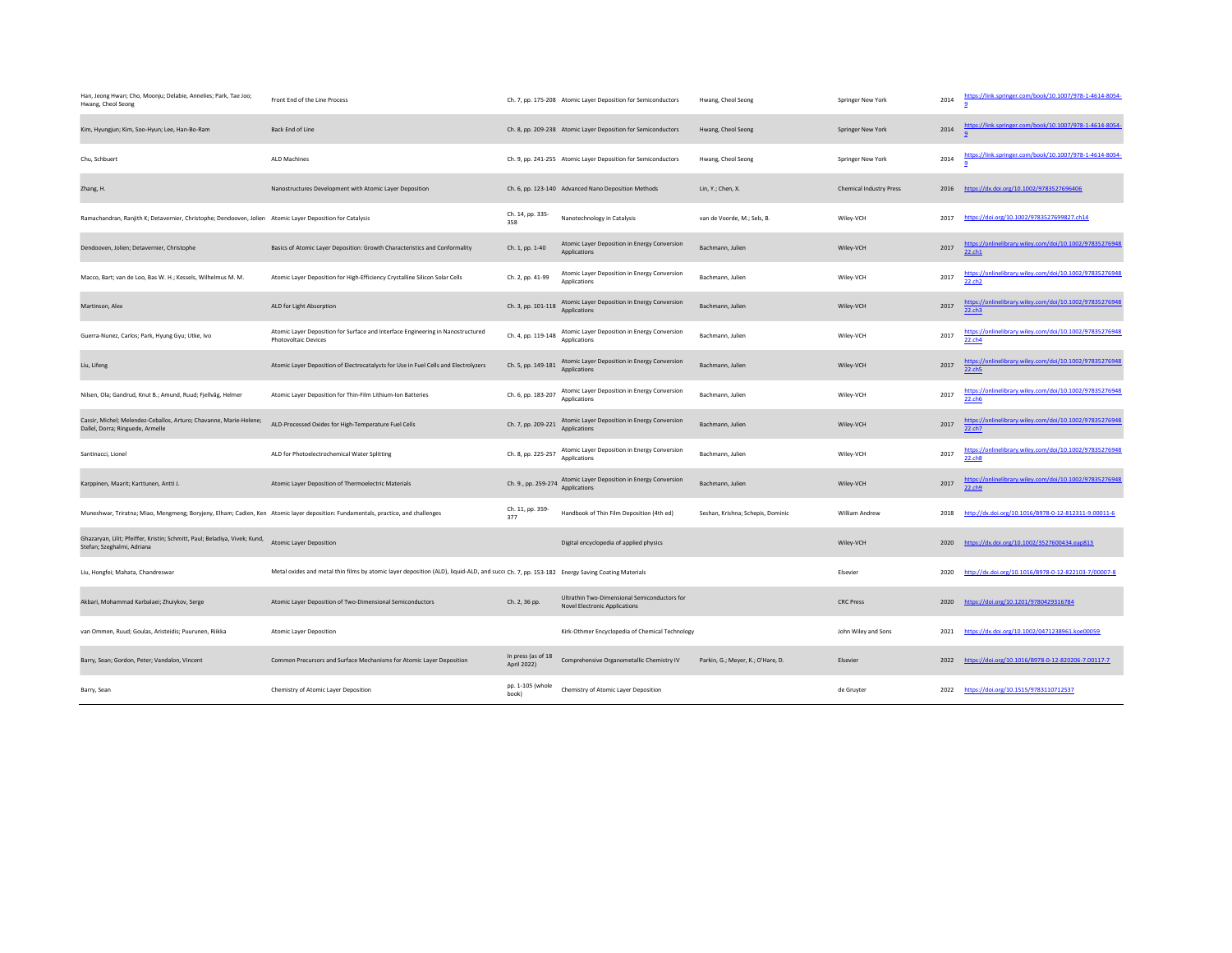| | | | | | | | |
|---|---|---|---|---|---|---|---|
| Han, Jeong Hwan; Cho, Moonju; Delabie, Annelies; Park, Tae Joo; Hwang, Cheol Seong | Front End of the Line Process | Ch. 7, pp. 175-208 | Atomic Layer Deposition for Semiconductors | Hwang, Cheol Seong | Springer New York | 2014 | https://link.springer.com/book/10.1007/978-1-4614-8054-9 |
| Kim, Hyungjun; Kim, Soo-Hyun; Lee, Han-Bo-Ram | Back End of Line | Ch. 8, pp. 209-238 | Atomic Layer Deposition for Semiconductors | Hwang, Cheol Seong | Springer New York | 2014 | https://link.springer.com/book/10.1007/978-1-4614-8054-9 |
| Chu, Schbuert | ALD Machines | Ch. 9, pp. 241-255 | Atomic Layer Deposition for Semiconductors | Hwang, Cheol Seong | Springer New York | 2014 | https://link.springer.com/book/10.1007/978-1-4614-8054-9 |
| Zhang, H. | Nanostructures Development with Atomic Layer Deposition | Ch. 6, pp. 123-140 | Advanced Nano Deposition Methods | Lin, Y.; Chen, X. | Chemical Industry Press | 2016 | https://dx.doi.org/10.1002/9783527696406 |
| Ramachandran, Ranjith K; Detavernier, Christophe; Dendooven, Jolien | Atomic Layer Deposition for Catalysis | Ch. 14, pp. 335-358 | Nanotechnology in Catalysis | van de Voorde, M.; Sels, B. | Wiley-VCH | 2017 | https://doi.org/10.1002/9783527699827.ch14 |
| Dendooven, Jolien; Detavernier, Christophe | Basics of Atomic Layer Deposition: Growth Characteristics and Conformality | Ch. 1, pp. 1-40 | Atomic Layer Deposition in Energy Conversion Applications | Bachmann, Julien | Wiley-VCH | 2017 | https://onlinelibrary.wiley.com/doi/10.1002/9783527694822.ch1 |
| Macco, Bart; van de Loo, Bas W. H.; Kessels, Wilhelmus M. M. | Atomic Layer Deposition for High-Efficiency Crystalline Silicon Solar Cells | Ch. 2, pp. 41-99 | Atomic Layer Deposition in Energy Conversion Applications | Bachmann, Julien | Wiley-VCH | 2017 | https://onlinelibrary.wiley.com/doi/10.1002/9783527694822.ch2 |
| Martinson, Alex | ALD for Light Absorption | Ch. 3, pp. 101-118 | Atomic Layer Deposition in Energy Conversion Applications | Bachmann, Julien | Wiley-VCH | 2017 | https://onlinelibrary.wiley.com/doi/10.1002/9783527694822.ch3 |
| Guerra-Nunez, Carlos; Park, Hyung Gyu; Utke, Ivo | Atomic Layer Deposition for Surface and Interface Engineering in Nanostructured Photovoltaic Devices | Ch. 4, pp. 119-148 | Atomic Layer Deposition in Energy Conversion Applications | Bachmann, Julien | Wiley-VCH | 2017 | https://onlinelibrary.wiley.com/doi/10.1002/9783527694822.ch4 |
| Liu, Lifeng | Atomic Layer Deposition of Electrocatalysts for Use in Fuel Cells and Electrolyzers | Ch. 5, pp. 149-181 | Atomic Layer Deposition in Energy Conversion Applications | Bachmann, Julien | Wiley-VCH | 2017 | https://onlinelibrary.wiley.com/doi/10.1002/9783527694822.ch5 |
| Nilsen, Ola; Gandrud, Knut B.; Amund, Ruud; Fjellvåg, Helmer | Atomic Layer Deposition for Thin-Film Lithium-Ion Batteries | Ch. 6, pp. 183-207 | Atomic Layer Deposition in Energy Conversion Applications | Bachmann, Julien | Wiley-VCH | 2017 | https://onlinelibrary.wiley.com/doi/10.1002/9783527694822.ch6 |
| Cassir, Michel; Melendez-Ceballos, Arturo; Chavanne, Marie-Helene; Dallel, Dorra; Ringuede, Armelle | ALD-Processed Oxides for High-Temperature Fuel Cells | Ch. 7, pp. 209-221 | Atomic Layer Deposition in Energy Conversion Applications | Bachmann, Julien | Wiley-VCH | 2017 | https://onlinelibrary.wiley.com/doi/10.1002/9783527694822.ch7 |
| Santinacci, Lionel | ALD for Photoelectrochemical Water Splitting | Ch. 8, pp. 225-257 | Atomic Layer Deposition in Energy Conversion Applications | Bachmann, Julien | Wiley-VCH | 2017 | https://onlinelibrary.wiley.com/doi/10.1002/9783527694822.ch8 |
| Karppinen, Maarit; Karttunen, Antti J. | Atomic Layer Deposition of Thermoelectric Materials | Ch. 9., pp. 259-274 | Atomic Layer Deposition in Energy Conversion Applications | Bachmann, Julien | Wiley-VCH | 2017 | https://onlinelibrary.wiley.com/doi/10.1002/9783527694822.ch9 |
| Muneshwar, Triratna; Miao, Mengmeng; Boryjeny, Elham; Cadien, Ken | Atomic layer deposition: Fundamentals, practice, and challenges | Ch. 11, pp. 359-377 | Handbook of Thin Film Deposition (4th ed) | Seshan, Krishna; Schepis, Dominic | William Andrew | 2018 | http://dx.doi.org/10.1016/B978-0-12-812311-9.00011-6 |
| Ghazaryan, Lilit; Pfeiffer, Kristin; Schmitt, Paul; Beladiya, Vivek; Kund, Stefan; Szeghalmi, Adriana | Atomic Layer Deposition | | Digital encyclopedia of applied physics | | Wiley-VCH | 2020 | https://dx.doi.org/10.1002/3527600434.eap813 |
| Liu, Hongfei; Mahata, Chandreswar | Metal oxides and metal thin films by atomic layer deposition (ALD), liquid-ALD, and succ | Ch. 7, pp. 153-182 | Energy Saving Coating Materials | | Elsevier | 2020 | http://dx.doi.org/10.1016/B978-0-12-822103-7/00007-8 |
| Akbari, Mohammad Karbalaei; Zhuiykov, Serge | Atomic Layer Deposition of Two-Dimensional Semiconductors | Ch. 2, 36 pp. | Ultrathin Two-Dimensional Semiconductors for Novel Electronic Applications | | CRC Press | 2020 | https://doi.org/10.1201/9780429316784 |
| van Ommen, Ruud; Goulas, Aristeidis; Puurunen, Riikka | Atomic Layer Deposition | | Kirk-Othmer Encyclopedia of Chemical Technology | | John Wiley and Sons | 2021 | https://dx.doi.org/10.1002/0471238961.koe00059 |
| Barry, Sean; Gordon, Peter; Vandalon, Vincent | Common Precursors and Surface Mechanisms for Atomic Layer Deposition | In press (as of 18 April 2022) | Comprehensive Organometallic Chemistry IV | Parkin, G.; Meyer, K.; O'Hare, D. | Elsevier | 2022 | https://doi.org/10.1016/B978-0-12-820206-7.00117-7 |
| Barry, Sean | Chemistry of Atomic Layer Deposition | pp. 1-105 (whole book) | Chemistry of Atomic Layer Deposition | | de Gruyter | 2022 | https://doi.org/10.1515/9783110712537 |